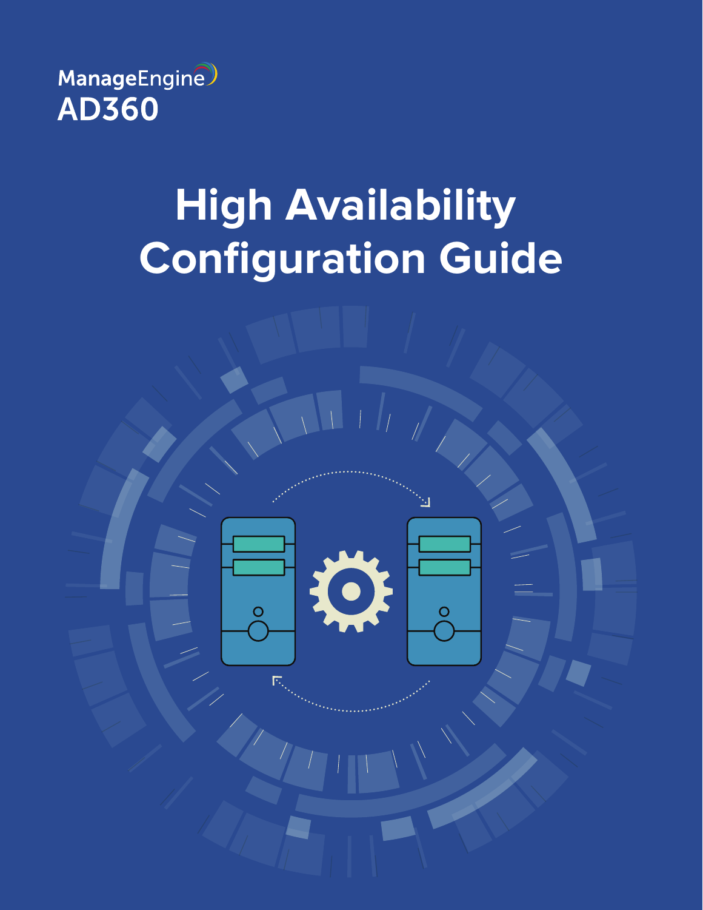ManageEngine
AD360

# High Availability Configuration Guide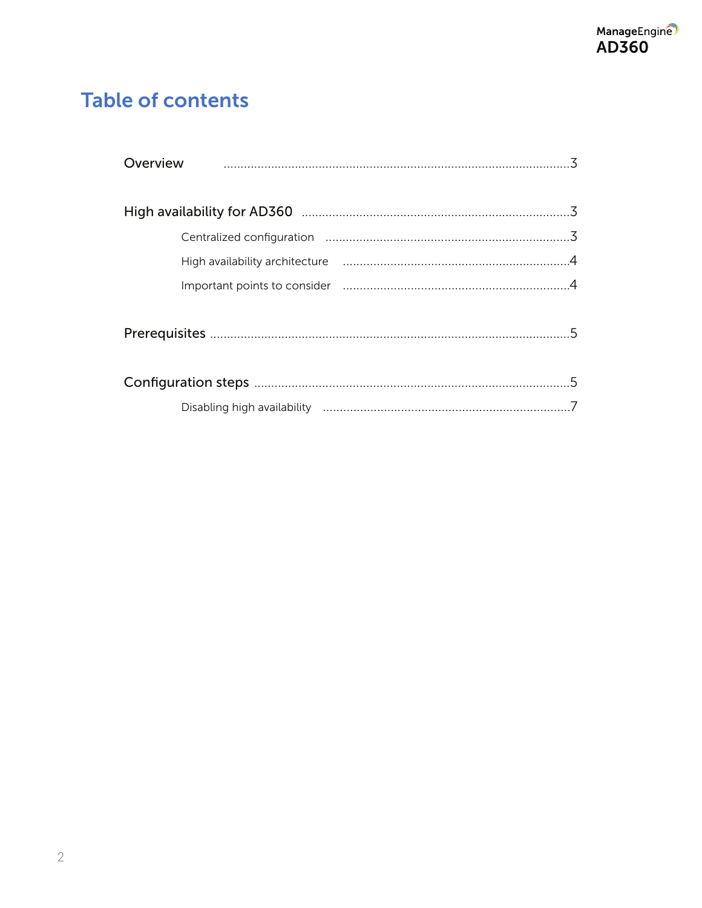# Table of contents

- Overview ..... 3
- High availability for AD360 ..... 3
    - Centralized configuration ..... 3
    - High availability architecture ..... 4
    - Important points to consider ..... 4
- Prerequisites ..... 5
- Configuration steps ..... 5
    - Disabling high availability ..... 7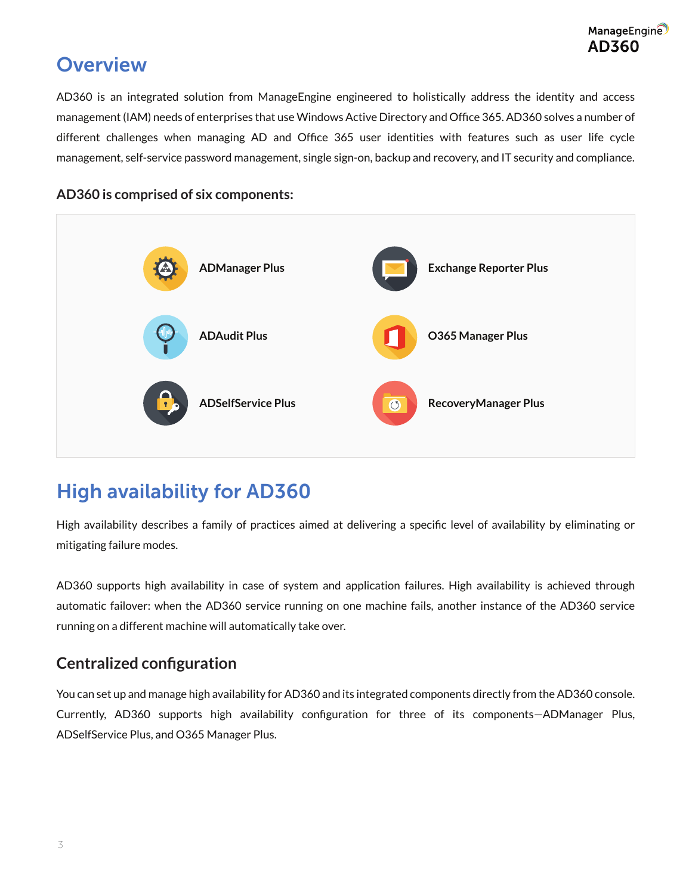# Overview

AD360 is an integrated solution from ManageEngine engineered to holistically address the identity and access management (IAM) needs of enterprises that use Windows Active Directory and Office 365. AD360 solves a number of different challenges when managing AD and Office 365 user identities with features such as user life cycle management, self-service password management, single sign-on, backup and recovery, and IT security and compliance.

### AD360 is comprised of six components:

- **ADManager Plus**
- **Exchange Reporter Plus**
- **ADAudit Plus**
- **O365 Manager Plus**
- **ADSelfService Plus**
- **RecoveryManager Plus**

# High availability for AD360

High availability describes a family of practices aimed at delivering a specific level of availability by eliminating or mitigating failure modes.

AD360 supports high availability in case of system and application failures. High availability is achieved through automatic failover: when the AD360 service running on one machine fails, another instance of the AD360 service running on a different machine will automatically take over.

## Centralized configuration

You can set up and manage high availability for AD360 and its integrated components directly from the AD360 console. Currently, AD360 supports high availability configuration for three of its components—ADManager Plus, ADSelfService Plus, and O365 Manager Plus.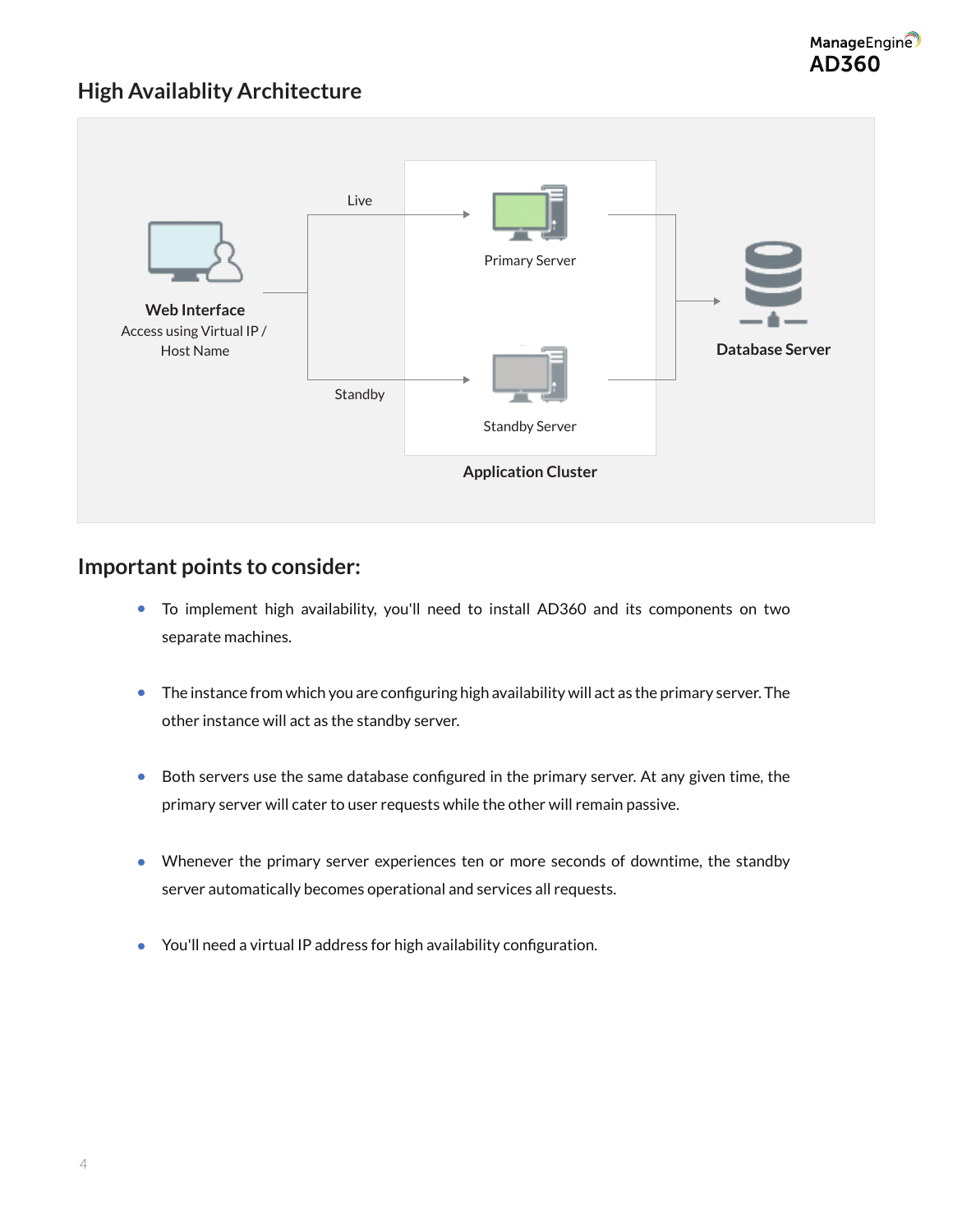## High Availablity Architecture

Live

Primary Server

Web Interface
Access using Virtual IP / Host Name

Database Server

Standby

Standby Server

Application Cluster

## Important points to consider:

- To implement high availability, you'll need to install AD360 and its components on two separate machines.
- The instance from which you are configuring high availability will act as the primary server. The other instance will act as the standby server.
- Both servers use the same database configured in the primary server. At any given time, the primary server will cater to user requests while the other will remain passive.
- Whenever the primary server experiences ten or more seconds of downtime, the standby server automatically becomes operational and services all requests.
- You'll need a virtual IP address for high availability configuration.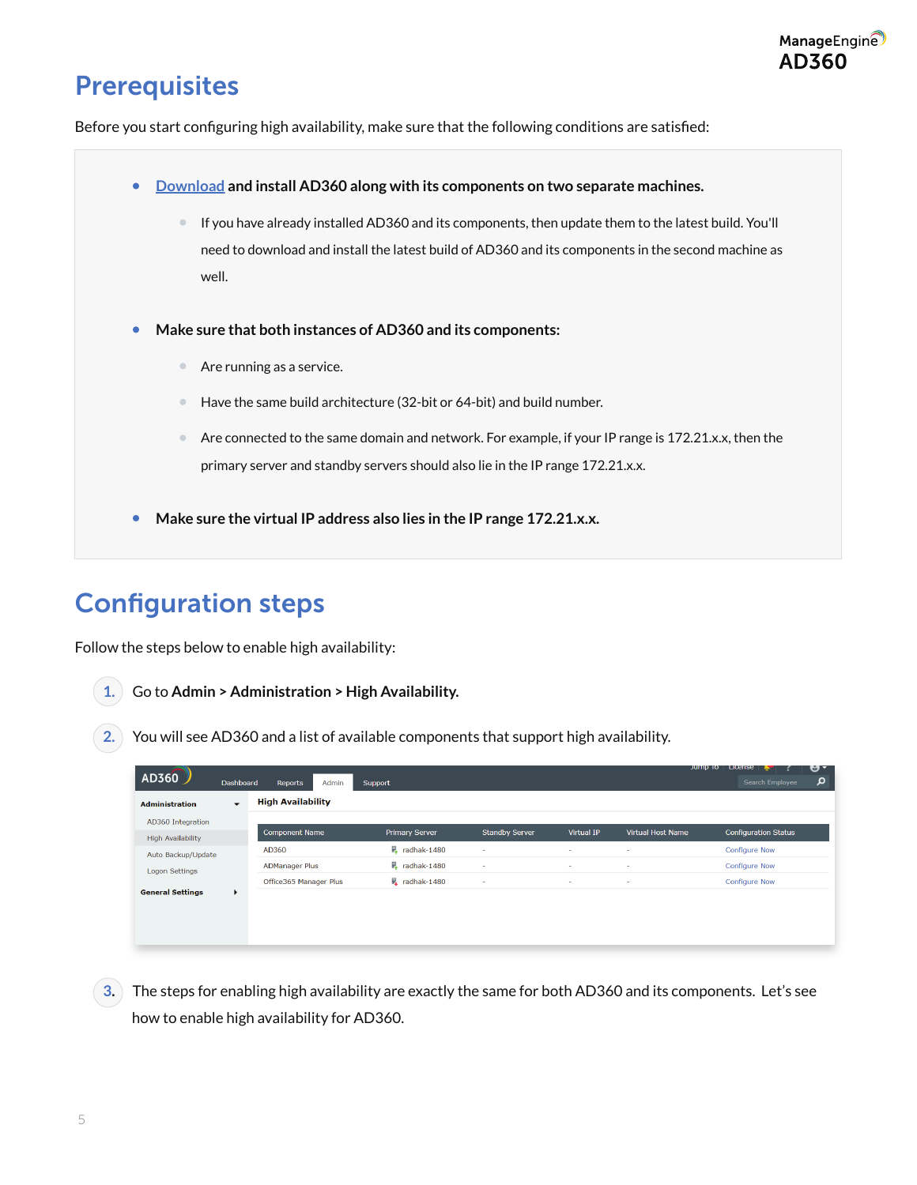## Prerequisites

Before you start configuring high availability, make sure that the following conditions are satisfied:

- **[Download](#) and install AD360 along with its components on two separate machines.**
  - If you have already installed AD360 and its components, then update them to the latest build. You'll need to download and install the latest build of AD360 and its components in the second machine as well.
- **Make sure that both instances of AD360 and its components:**
  - Are running as a service.
  - Have the same build architecture (32-bit or 64-bit) and build number.
  - Are connected to the same domain and network. For example, if your IP range is 172.21.x.x, then the primary server and standby servers should also lie in the IP range 172.21.x.x.
- **Make sure the virtual IP address also lies in the IP range 172.21.x.x.**

## Configuration steps

Follow the steps below to enable high availability:

1. Go to **Admin > Administration > High Availability.**
2. You will see AD360 and a list of available components that support high availability.

| Component Name | Primary Server | Standby Server | Virtual IP | Virtual Host Name | Configuration Status |
|---|---|---|---|---|---|
| AD360 | radhak-1480 | - | - | - | Configure Now |
| ADManager Plus | radhak-1480 | - | - | - | Configure Now |
| Office365 Manager Plus | radhak-1480 | - | - | - | Configure Now |

3. The steps for enabling high availability are exactly the same for both AD360 and its components. Let's see how to enable high availability for AD360.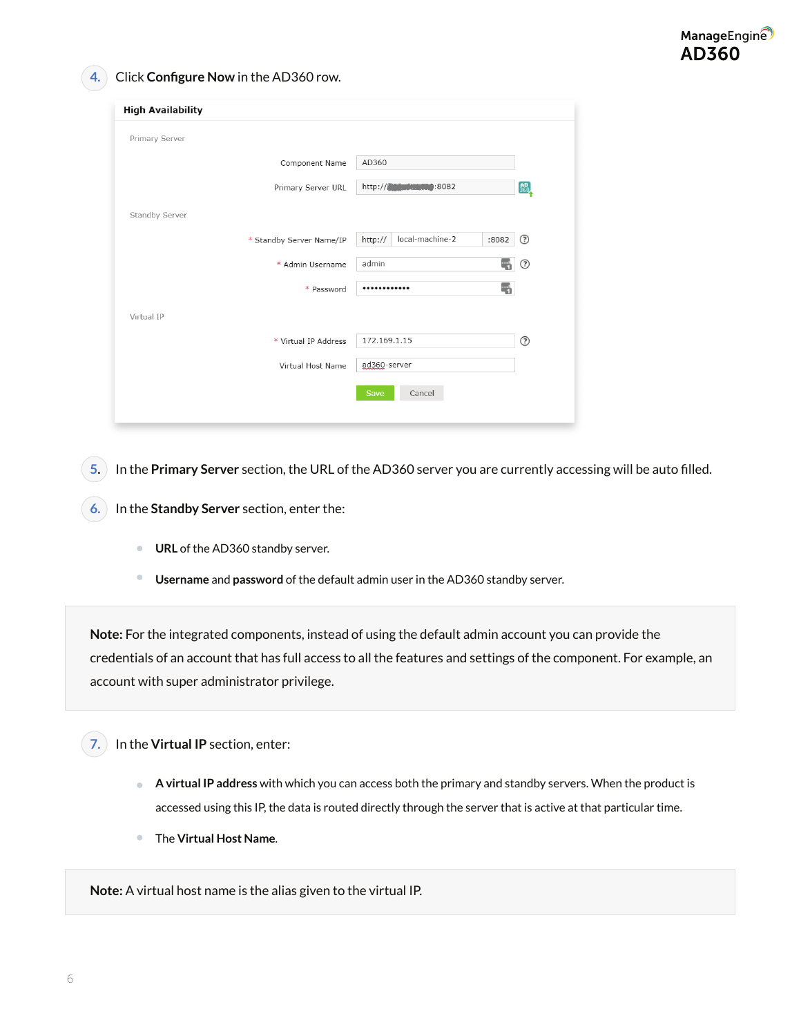4. Click **Configure Now** in the AD360 row.

**High Availability**

Primary Server

Component Name: AD360

Primary Server URL: http://████████:8082

Standby Server

\* Standby Server Name/IP: http:// local-machine-2 :8082

\* Admin Username: admin

\* Password: ••••••••••••

Virtual IP

\* Virtual IP Address: 172.169.1.15

Virtual Host Name: ad360-server

Save Cancel

5. In the **Primary Server** section, the URL of the AD360 server you are currently accessing will be auto filled.

6. In the **Standby Server** section, enter the:

   - **URL** of the AD360 standby server.
   - **Username** and **password** of the default admin user in the AD360 standby server.

> **Note:** For the integrated components, instead of using the default admin account you can provide the credentials of an account that has full access to all the features and settings of the component. For example, an account with super administrator privilege.

7. In the **Virtual IP** section, enter:

   - **A virtual IP address** with which you can access both the primary and standby servers. When the product is accessed using this IP, the data is routed directly through the server that is active at that particular time.
   - The **Virtual Host Name**.

> **Note:** A virtual host name is the alias given to the virtual IP.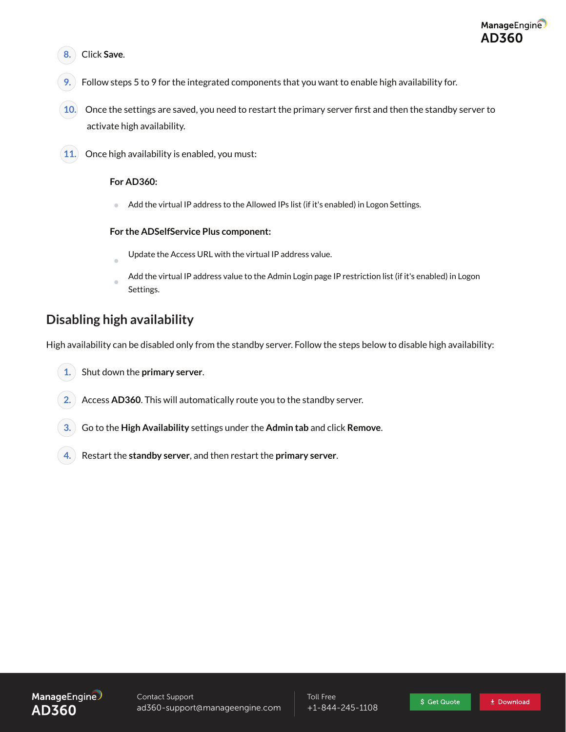8. Click **Save**.

9. Follow steps 5 to 9 for the integrated components that you want to enable high availability for.

10. Once the settings are saved, you need to restart the primary server first and then the standby server to activate high availability.

11. Once high availability is enabled, you must:

    **For AD360:**

    - Add the virtual IP address to the Allowed IPs list (if it's enabled) in Logon Settings.

    **For the ADSelfService Plus component:**

    - Update the Access URL with the virtual IP address value.
    - Add the virtual IP address value to the Admin Login page IP restriction list (if it's enabled) in Logon Settings.

## Disabling high availability

High availability can be disabled only from the standby server. Follow the steps below to disable high availability:

1. Shut down the **primary server**.
2. Access **AD360**. This will automatically route you to the standby server.
3. Go to the **High Availability** settings under the **Admin tab** and click **Remove**.
4. Restart the **standby server**, and then restart the **primary server**.